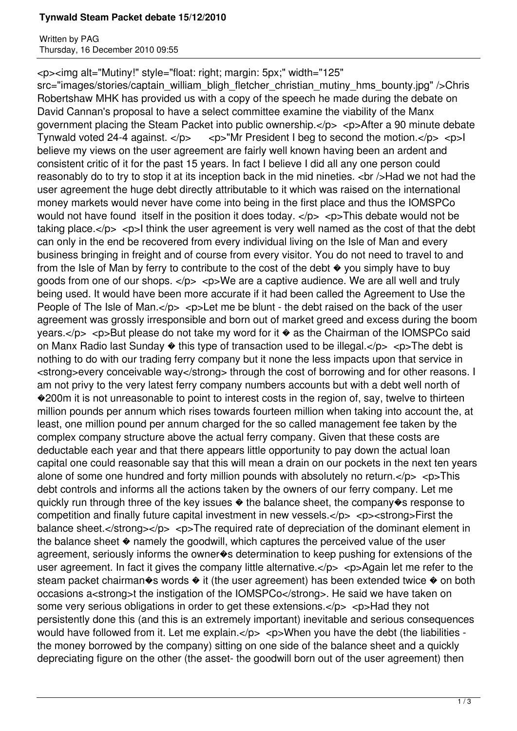# Tynwald Steam Packet debate 15/12/2010

Written by PAG
Thursday, 16 December 2010 09:55

<p><img alt="Mutiny!" style="float: right; margin: 5px;" width="125" src="images/stories/captain_william_bligh_fletcher_christian_mutiny_hms_bounty.jpg" />Chris Robertshaw MHK has provided us with a copy of the speech he made during the debate on David Cannan's proposal to have a select committee examine the viability of the Manx government placing the Steam Packet into public ownership.</p> <p>After a 90 minute debate Tynwald voted 24-4 against. </p> <p>"Mr President I beg to second the motion.</p> <p>I believe my views on the user agreement are fairly well known having been an ardent and consistent critic of it for the past 15 years. In fact I believe I did all any one person could reasonably do to try to stop it at its inception back in the mid nineties. <br />Had we not had the user agreement the huge debt directly attributable to it which was raised on the international money markets would never have come into being in the first place and thus the IOMSPCo would not have found itself in the position it does today. </p> <p>This debate would not be taking place.</p> <p>I think the user agreement is very well named as the cost of that the debt can only in the end be recovered from every individual living on the Isle of Man and every business bringing in freight and of course from every visitor. You do not need to travel to and from the Isle of Man by ferry to contribute to the cost of the debt � you simply have to buy goods from one of our shops. </p> <p>We are a captive audience. We are all well and truly being used. It would have been more accurate if it had been called the Agreement to Use the People of The Isle of Man.</p> <p>Let me be blunt - the debt raised on the back of the user agreement was grossly irresponsible and born out of market greed and excess during the boom years.</p> <p>But please do not take my word for it � as the Chairman of the IOMSPCo said on Manx Radio last Sunday � this type of transaction used to be illegal.</p> <p>The debt is nothing to do with our trading ferry company but it none the less impacts upon that service in <strong>every conceivable way</strong> through the cost of borrowing and for other reasons. I am not privy to the very latest ferry company numbers accounts but with a debt well north of �200m it is not unreasonable to point to interest costs in the region of, say, twelve to thirteen million pounds per annum which rises towards fourteen million when taking into account the, at least, one million pound per annum charged for the so called management fee taken by the complex company structure above the actual ferry company. Given that these costs are deductable each year and that there appears little opportunity to pay down the actual loan capital one could reasonable say that this will mean a drain on our pockets in the next ten years alone of some one hundred and forty million pounds with absolutely no return.</p> <p>This debt controls and informs all the actions taken by the owners of our ferry company. Let me quickly run through three of the key issues � the balance sheet, the company�s response to competition and finally future capital investment in new vessels.</p> <p><strong>First the balance sheet.</strong></p> <p>The required rate of depreciation of the dominant element in the balance sheet � namely the goodwill, which captures the perceived value of the user agreement, seriously informs the owner�s determination to keep pushing for extensions of the user agreement. In fact it gives the company little alternative.</p> <p>Again let me refer to the steam packet chairman�s words � it (the user agreement) has been extended twice � on both occasions a<strong>t the instigation of the IOMSPCo</strong>. He said we have taken on some very serious obligations in order to get these extensions.</p> <p>Had they not persistently done this (and this is an extremely important) inevitable and serious consequences would have followed from it. Let me explain.</p> <p>When you have the debt (the liabilities - the money borrowed by the company) sitting on one side of the balance sheet and a quickly depreciating figure on the other (the asset- the goodwill born out of the user agreement) then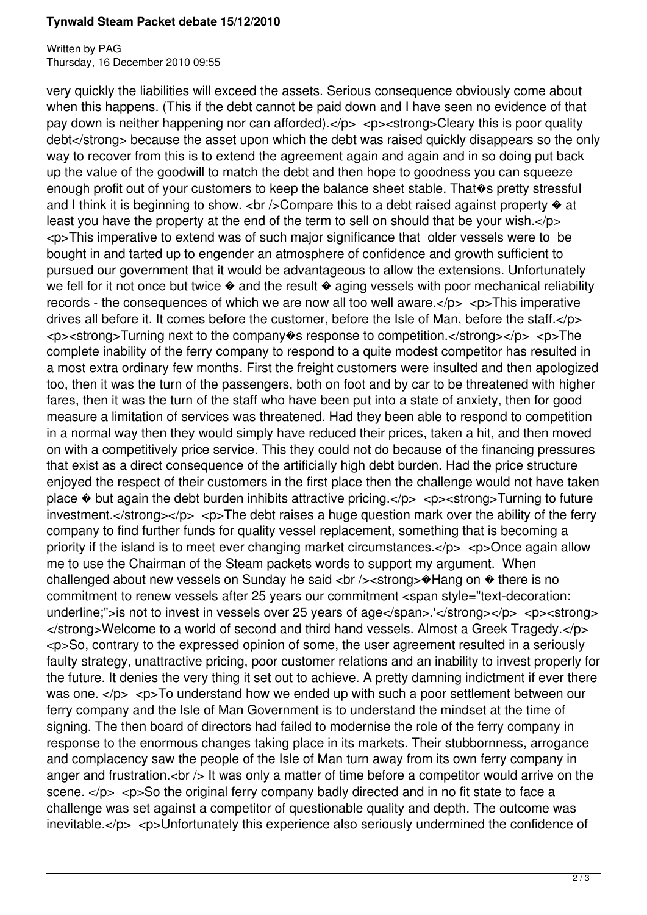very quickly the liabilities will exceed the assets. Serious consequence obviously come about when this happens. (This if the debt cannot be paid down and I have seen no evidence of that pay down is neither happening nor can afforded).</p> <p><strong>Cleary this is poor quality debt</strong> because the asset upon which the debt was raised quickly disappears so the only way to recover from this is to extend the agreement again and again and in so doing put back up the value of the goodwill to match the debt and then hope to goodness you can squeeze enough profit out of your customers to keep the balance sheet stable. That�s pretty stressful and I think it is beginning to show. <br />Compare this to a debt raised against property � at least you have the property at the end of the term to sell on should that be your wish.</p> <p>This imperative to extend was of such major significance that older vessels were to be bought in and tarted up to engender an atmosphere of confidence and growth sufficient to pursued our government that it would be advantageous to allow the extensions. Unfortunately we fell for it not once but twice � and the result � aging vessels with poor mechanical reliability records - the consequences of which we are now all too well aware.</p> <p>This imperative drives all before it. It comes before the customer, before the Isle of Man, before the staff.</p> <p><strong>Turning next to the company�s response to competition.</strong></p> <p>The complete inability of the ferry company to respond to a quite modest competitor has resulted in a most extra ordinary few months. First the freight customers were insulted and then apologized too, then it was the turn of the passengers, both on foot and by car to be threatened with higher fares, then it was the turn of the staff who have been put into a state of anxiety, then for good measure a limitation of services was threatened. Had they been able to respond to competition in a normal way then they would simply have reduced their prices, taken a hit, and then moved on with a competitively price service. This they could not do because of the financing pressures that exist as a direct consequence of the artificially high debt burden. Had the price structure enjoyed the respect of their customers in the first place then the challenge would not have taken place � but again the debt burden inhibits attractive pricing.</p> <p><strong>Turning to future investment.</strong></p> <p>The debt raises a huge question mark over the ability of the ferry company to find further funds for quality vessel replacement, something that is becoming a priority if the island is to meet ever changing market circumstances.</p> <p>Once again allow me to use the Chairman of the Steam packets words to support my argument. When challenged about new vessels on Sunday he said <br /><strong>�Hang on � there is no commitment to renew vessels after 25 years our commitment <span style="text-decoration: underline;">is not to invest in vessels over 25 years of age</span>.'</strong></p> <p><strong></strong>Welcome to a world of second and third hand vessels. Almost a Greek Tragedy.</p> <p>So, contrary to the expressed opinion of some, the user agreement resulted in a seriously faulty strategy, unattractive pricing, poor customer relations and an inability to invest properly for the future. It denies the very thing it set out to achieve. A pretty damning indictment if ever there was one. </p> <p>To understand how we ended up with such a poor settlement between our ferry company and the Isle of Man Government is to understand the mindset at the time of signing. The then board of directors had failed to modernise the role of the ferry company in response to the enormous changes taking place in its markets. Their stubbornness, arrogance and complacency saw the people of the Isle of Man turn away from its own ferry company in anger and frustration.<br /> It was only a matter of time before a competitor would arrive on the scene. </p> <p>So the original ferry company badly directed and in no fit state to face a challenge was set against a competitor of questionable quality and depth. The outcome was inevitable.</p> <p>Unfortunately this experience also seriously undermined the confidence of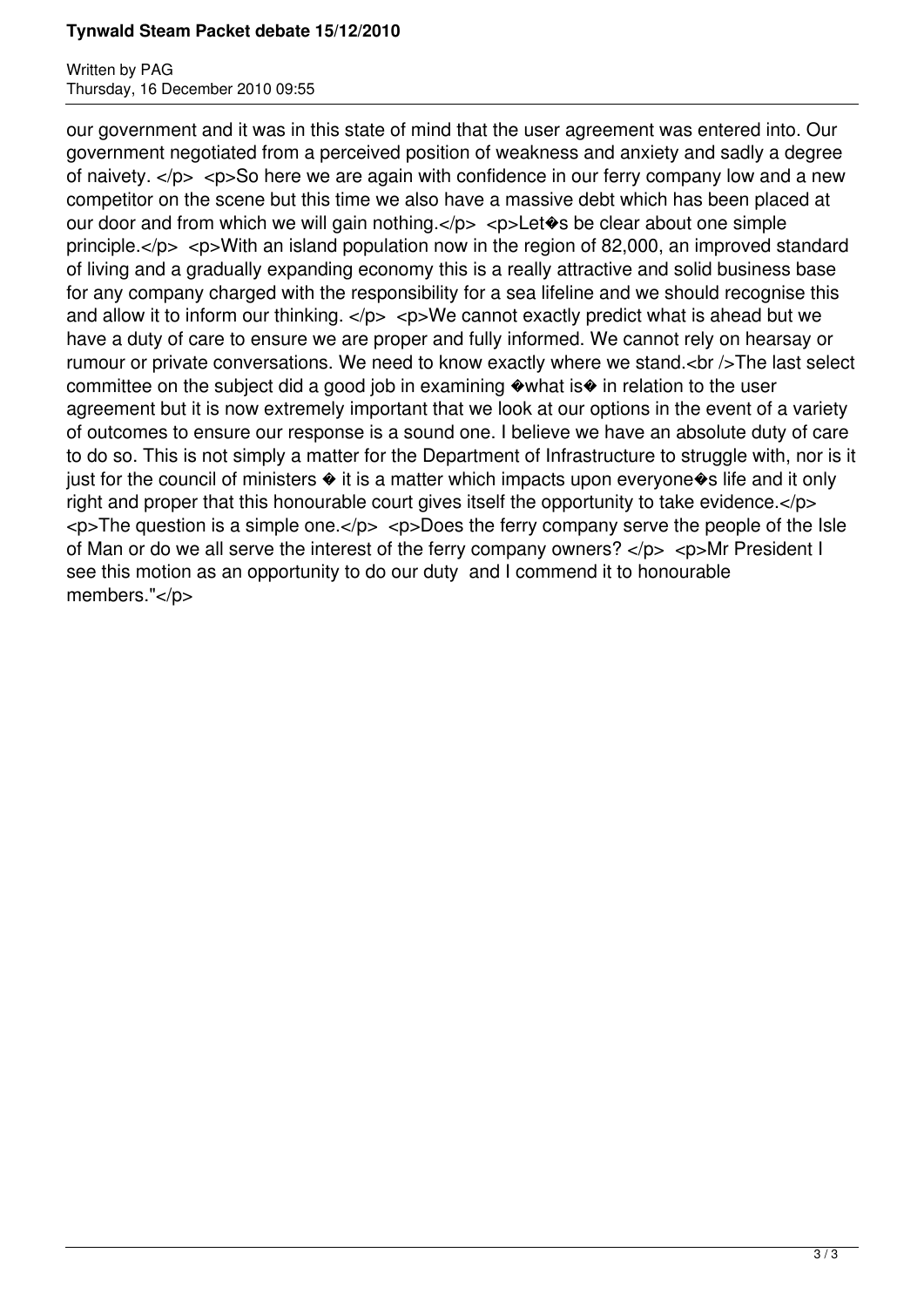our government and it was in this state of mind that the user agreement was entered into. Our government negotiated from a perceived position of weakness and anxiety and sadly a degree of naivety. </p> <p>So here we are again with confidence in our ferry company low and a new competitor on the scene but this time we also have a massive debt which has been placed at our door and from which we will gain nothing.</p> <p>Let�s be clear about one simple principle.</p> <p>With an island population now in the region of 82,000, an improved standard of living and a gradually expanding economy this is a really attractive and solid business base for any company charged with the responsibility for a sea lifeline and we should recognise this and allow it to inform our thinking. </p> <p>We cannot exactly predict what is ahead but we have a duty of care to ensure we are proper and fully informed. We cannot rely on hearsay or rumour or private conversations. We need to know exactly where we stand.<br />The last select committee on the subject did a good job in examining �what is� in relation to the user agreement but it is now extremely important that we look at our options in the event of a variety of outcomes to ensure our response is a sound one. I believe we have an absolute duty of care to do so. This is not simply a matter for the Department of Infrastructure to struggle with, nor is it just for the council of ministers � it is a matter which impacts upon everyone�s life and it only right and proper that this honourable court gives itself the opportunity to take evidence.</p> <p>The question is a simple one.</p> <p>Does the ferry company serve the people of the Isle of Man or do we all serve the interest of the ferry company owners? </p> <p>Mr President I see this motion as an opportunity to do our duty and I commend it to honourable members."</p>